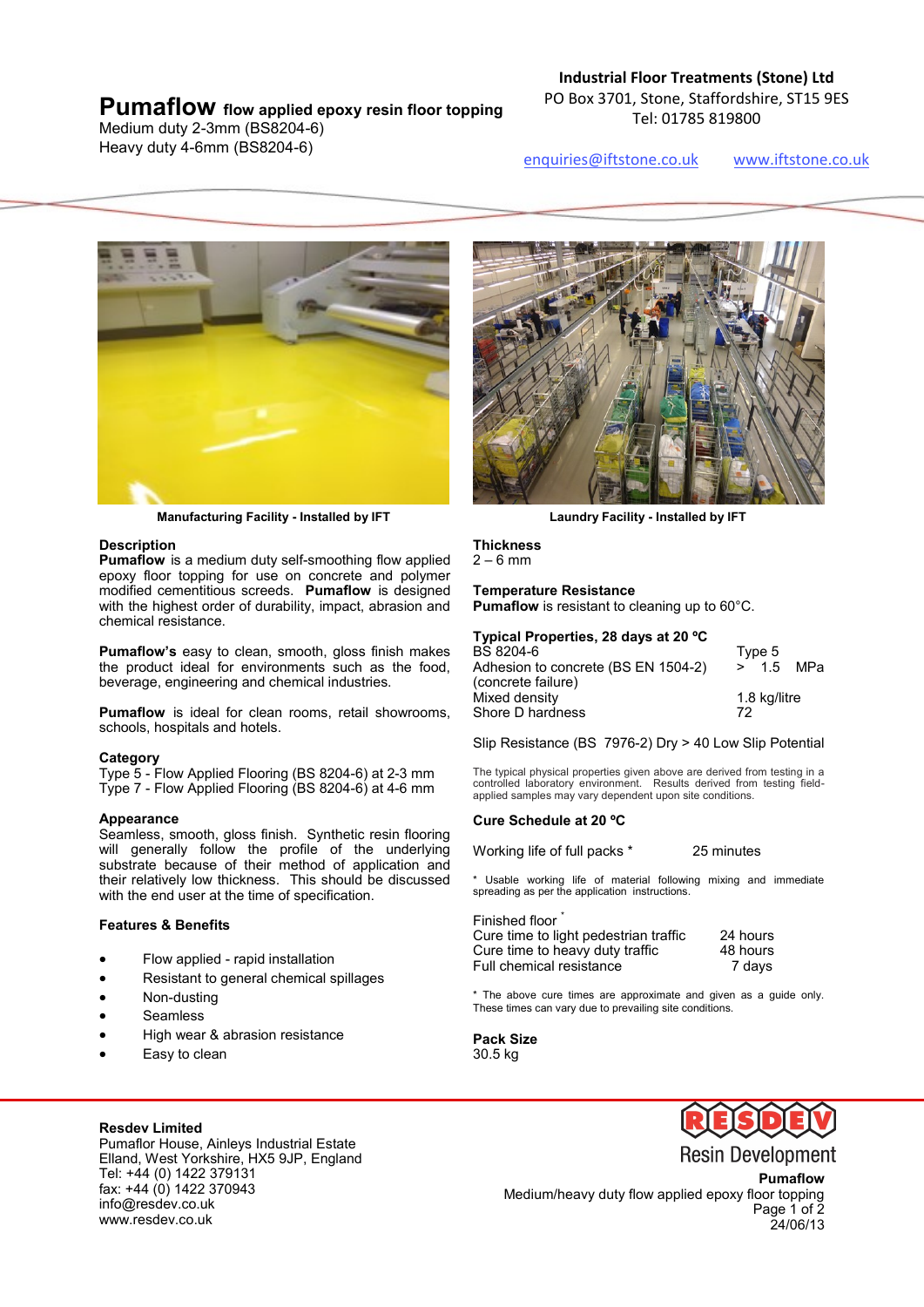# Pumaflow flow applied epoxy resin floor topping

Medium duty 2-3mm (BS8204-6)
Heavy duty 4-6mm (BS8204-6)

**Industrial Floor Treatments (Stone) Ltd**
PO Box 3701, Stone, Staffordshire, ST15 9ES
Tel: 01785 819800

enquiries@iftstone.co.uk www.iftstone.co.uk

Manufacturing Facility - Installed by IFT

Laundry Facility - Installed by IFT

### Description

**Pumaflow** is a medium duty self-smoothing flow applied epoxy floor topping for use on concrete and polymer modified cementitious screeds. **Pumaflow** is designed with the highest order of durability, impact, abrasion and chemical resistance.

**Pumaflow's** easy to clean, smooth, gloss finish makes the product ideal for environments such as the food, beverage, engineering and chemical industries.

**Pumaflow** is ideal for clean rooms, retail showrooms, schools, hospitals and hotels.

### Category

Type 5 - Flow Applied Flooring (BS 8204-6) at 2-3 mm
Type 7 - Flow Applied Flooring (BS 8204-6) at 4-6 mm

### Appearance

Seamless, smooth, gloss finish. Synthetic resin flooring will generally follow the profile of the underlying substrate because of their method of application and their relatively low thickness. This should be discussed with the end user at the time of specification.

### Features & Benefits

- Flow applied - rapid installation
- Resistant to general chemical spillages
- Non-dusting
- Seamless
- High wear & abrasion resistance
- Easy to clean

### Thickness

2 – 6 mm

### Temperature Resistance

**Pumaflow** is resistant to cleaning up to 60°C.

### Typical Properties, 28 days at 20 ºC

| Property | Value |
|---|---|
| BS 8204-6 | Type 5 |
| Adhesion to concrete (BS EN 1504-2) (concrete failure) | > 1.5 MPa |
| Mixed density | 1.8 kg/litre |
| Shore D hardness | 72 |

Slip Resistance (BS 7976-2) Dry > 40 Low Slip Potential

The typical physical properties given above are derived from testing in a controlled laboratory environment. Results derived from testing field-applied samples may vary dependent upon site conditions.

### Cure Schedule at 20 ºC

Working life of full packs * 25 minutes

\* Usable working life of material following mixing and immediate spreading as per the application instructions.

Finished floor *

| | |
|---|---|
| Cure time to light pedestrian traffic | 24 hours |
| Cure time to heavy duty traffic | 48 hours |
| Full chemical resistance | 7 days |

\* The above cure times are approximate and given as a guide only. These times can vary due to prevailing site conditions.

### Pack Size

30.5 kg

**Resdev Limited**
Pumaflor House, Ainleys Industrial Estate
Elland, West Yorkshire, HX5 9JP, England
Tel: +44 (0) 1422 379131
fax: +44 (0) 1422 370943
info@resdev.co.uk
www.resdev.co.uk

RESDEV Resin Development

**Pumaflow**
Medium/heavy duty flow applied epoxy floor topping
24/06/13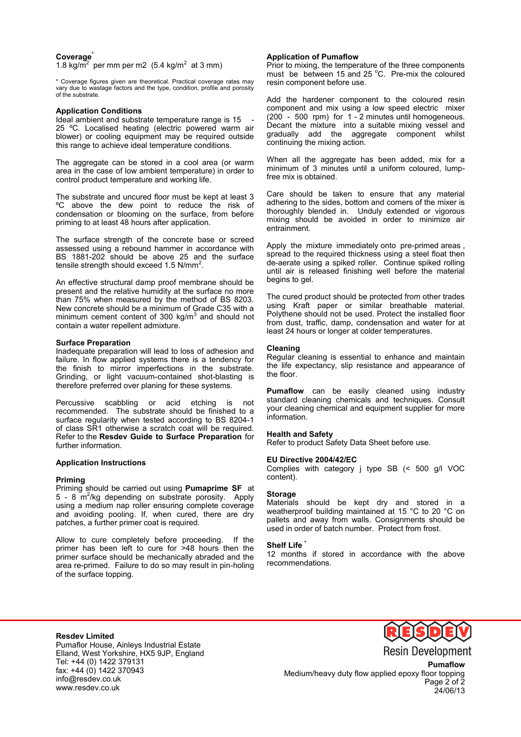### Coverage*

1.8 kg/m$^2$ per mm per m2 (5.4 kg/m$^2$ at 3 mm)

* Coverage figures given are theoretical. Practical coverage rates may vary due to wastage factors and the type, condition, profile and porosity of the substrate.

### Application Conditions

Ideal ambient and substrate temperature range is 15 - 25 ºC. Localised heating (electric powered warm air blower) or cooling equipment may be required outside this range to achieve ideal temperature conditions.

The aggregate can be stored in a cool area (or warm area in the case of low ambient temperature) in order to control product temperature and working life.

The substrate and uncured floor must be kept at least 3 ºC above the dew point to reduce the risk of condensation or blooming on the surface, from before priming to at least 48 hours after application.

The surface strength of the concrete base or screed assessed using a rebound hammer in accordance with BS 1881-202 should be above 25 and the surface tensile strength should exceed 1.5 N/mm$^2$.

An effective structural damp proof membrane should be present and the relative humidity at the surface no more than 75% when measured by the method of BS 8203. New concrete should be a minimum of Grade C35 with a minimum cement content of 300 kg/m$^3$ and should not contain a water repellent admixture.

### Surface Preparation

Inadequate preparation will lead to loss of adhesion and failure. In flow applied systems there is a tendency for the finish to mirror imperfections in the substrate. Grinding, or light vacuum-contained shot-blasting is therefore preferred over planing for these systems.

Percussive scabbling or acid etching is not recommended. The substrate should be finished to a surface regularity when tested according to BS 8204-1 of class SR1 otherwise a scratch coat will be required. Refer to the **Resdev Guide to Surface Preparation** for further information.

### Application Instructions

### Priming

Priming should be carried out using **Pumaprime SF** at 5 - 8 m$^2$/kg depending on substrate porosity. Apply using a medium nap roller ensuring complete coverage and avoiding pooling. If, when cured, there are dry patches, a further primer coat is required.

Allow to cure completely before proceeding. If the primer has been left to cure for >48 hours then the primer surface should be mechanically abraded and the area re-primed. Failure to do so may result in pin-holing of the surface topping.

### Application of Pumaflow

Prior to mixing, the temperature of the three components must be between 15 and 25 $^{o}$C. Pre-mix the coloured resin component before use.

Add the hardener component to the coloured resin component and mix using a low speed electric mixer (200 - 500 rpm) for 1 - 2 minutes until homogeneous. Decant the mixture into a suitable mixing vessel and gradually add the aggregate component whilst continuing the mixing action.

When all the aggregate has been added, mix for a minimum of 3 minutes until a uniform coloured, lump-free mix is obtained.

Care should be taken to ensure that any material adhering to the sides, bottom and corners of the mixer is thoroughly blended in. Unduly extended or vigorous mixing should be avoided in order to minimize air entrainment.

Apply the mixture immediately onto pre-primed areas , spread to the required thickness using a steel float then de-aerate using a spiked roller. Continue spiked rolling until air is released finishing well before the material begins to gel.

The cured product should be protected from other trades using Kraft paper or similar breathable material. Polythene should not be used. Protect the installed floor from dust, traffic, damp, condensation and water for at least 24 hours or longer at colder temperatures.

### Cleaning

Regular cleaning is essential to enhance and maintain the life expectancy, slip resistance and appearance of the floor.

**Pumaflow** can be easily cleaned using industry standard cleaning chemicals and techniques. Consult your cleaning chemical and equipment supplier for more information.

### Health and Safety

Refer to product Safety Data Sheet before use.

### EU Directive 2004/42/EC

Complies with category j type SB (< 500 g/l VOC content).

### Storage

Materials should be kept dry and stored in a weatherproof building maintained at 15 °C to 20 °C on pallets and away from walls. Consignments should be used in order of batch number. Protect from frost.

### Shelf Life *

12 months if stored in accordance with the above recommendations.

**Resdev Limited**
Pumaflor House, Ainleys Industrial Estate
Elland, West Yorkshire, HX5 9JP, England
Tel: +44 (0) 1422 379131
fax: +44 (0) 1422 370943
info@resdev.co.uk
www.resdev.co.uk

RESDEV Resin Development

**Pumaflow**
Medium/heavy duty flow applied epoxy floor topping
24/06/13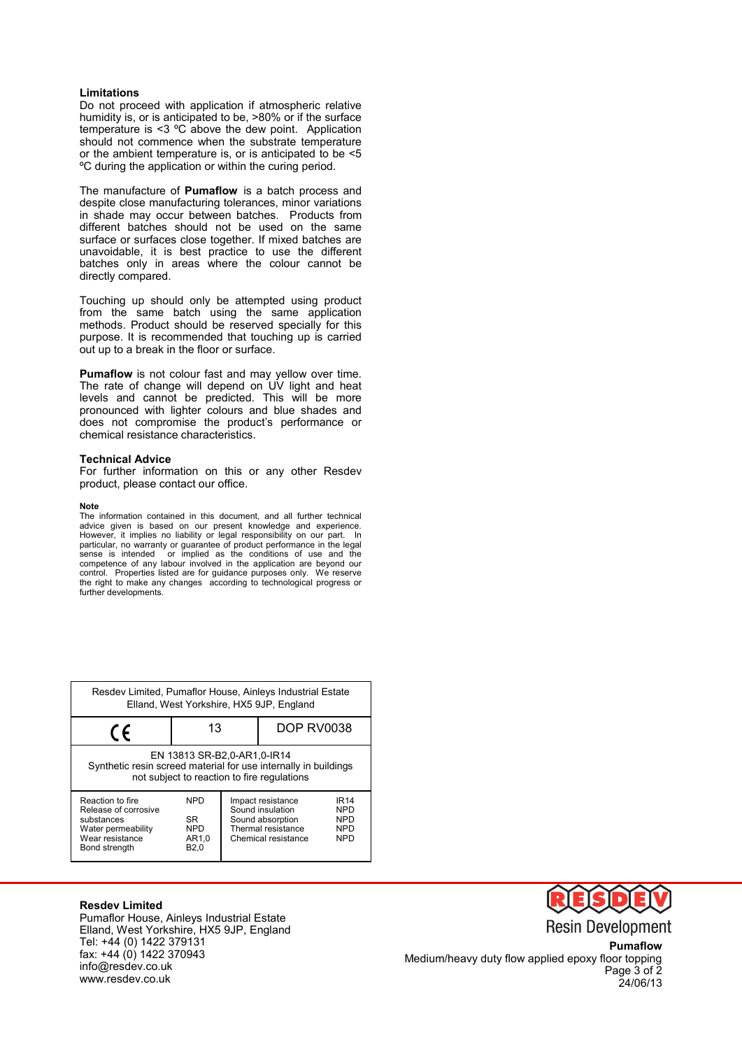**Limitations**

Do not proceed with application if atmospheric relative humidity is, or is anticipated to be, >80% or if the surface temperature is <3 ºC above the dew point. Application should not commence when the substrate temperature or the ambient temperature is, or is anticipated to be <5 ºC during the application or within the curing period.

The manufacture of **Pumaflow** is a batch process and despite close manufacturing tolerances, minor variations in shade may occur between batches. Products from different batches should not be used on the same surface or surfaces close together. If mixed batches are unavoidable, it is best practice to use the different batches only in areas where the colour cannot be directly compared.

Touching up should only be attempted using product from the same batch using the same application methods. Product should be reserved specially for this purpose. It is recommended that touching up is carried out up to a break in the floor or surface.

**Pumaflow** is not colour fast and may yellow over time. The rate of change will depend on UV light and heat levels and cannot be predicted. This will be more pronounced with lighter colours and blue shades and does not compromise the product's performance or chemical resistance characteristics.

**Technical Advice**

For further information on this or any other Resdev product, please contact our office.

**Note**

The information contained in this document, and all further technical advice given is based on our present knowledge and experience. However, it implies no liability or legal responsibility on our part. In particular, no warranty or guarantee of product performance in the legal sense is intended or implied as the conditions of use and the competence of any labour involved in the application are beyond our control. Properties listed are for guidance purposes only. We reserve the right to make any changes according to technological progress or further developments.

| | | | |
|---|---|---|---|
| Resdev Limited, Pumaflor House, Ainleys Industrial Estate Elland, West Yorkshire, HX5 9JP, England | | | |
| CE | 13 | DOP RV0038 | |
| EN 13813 SR-B2,0-AR1,0-IR14 Synthetic resin screed material for use internally in buildings not subject to reaction to fire regulations | | | |
| Reaction to fire | NPD | Impact resistance | IR14 |
| Release of corrosive substances | SR | Sound insulation | NPD |
| Water permeability | NPD | Sound absorption | NPD |
| Wear resistance | AR1,0 | Thermal resistance | NPD |
| Bond strength | B2,0 | Chemical resistance | NPD |

**Resdev Limited**
Pumaflor House, Ainleys Industrial Estate
Elland, West Yorkshire, HX5 9JP, England
Tel: +44 (0) 1422 379131
fax: +44 (0) 1422 370943
info@resdev.co.uk
www.resdev.co.uk

RESDEV Resin Development

**Pumaflow**
Medium/heavy duty flow applied epoxy floor topping
24/06/13